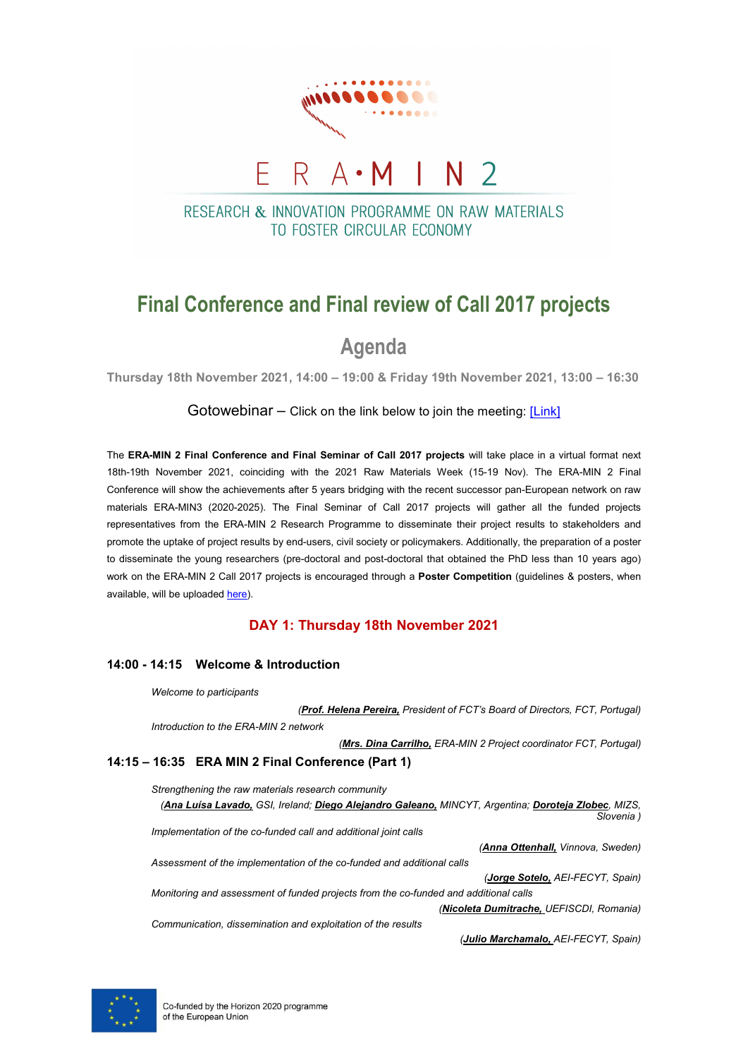# ERA·MIN 2

RESEARCH & INNOVATION PROGRAMME ON RAW MATERIALS TO FOSTER CIRCULAR ECONOMY

## Final Conference and Final review of Call 2017 projects

## Agenda

**Thursday 18th November 2021, 14:00 – 19:00 & Friday 19th November 2021, 13:00 – 16:30**

Gotowebinar – Click on the link below to join the meeting: [Link]

The **ERA-MIN 2 Final Conference and Final Seminar of Call 2017 projects** will take place in a virtual format next 18th-19th November 2021, coinciding with the 2021 Raw Materials Week (15-19 Nov). The ERA-MIN 2 Final Conference will show the achievements after 5 years bridging with the recent successor pan-European network on raw materials ERA-MIN3 (2020-2025). The Final Seminar of Call 2017 projects will gather all the funded projects representatives from the ERA-MIN 2 Research Programme to disseminate their project results to stakeholders and promote the uptake of project results by end-users, civil society or policymakers. Additionally, the preparation of a poster to disseminate the young researchers (pre-doctoral and post-doctoral that obtained the PhD less than 10 years ago) work on the ERA-MIN 2 Call 2017 projects is encouraged through a **Poster Competition** (guidelines & posters, when available, will be uploaded here).

### DAY 1: Thursday 18th November 2021

#### 14:00 - 14:15 Welcome & Introduction

*Welcome to participants*

*(**Prof. Helena Pereira,** President of FCT's Board of Directors, FCT, Portugal)*

*Introduction to the ERA-MIN 2 network*

*(**Mrs. Dina Carrilho,** ERA-MIN 2 Project coordinator FCT, Portugal)*

#### 14:15 – 16:35 ERA MIN 2 Final Conference (Part 1)

*Strengthening the raw materials research community*

*(**Ana Luísa Lavado,** GSI, Ireland; **Diego Alejandro Galeano,** MINCYT, Argentina; **Doroteja Zlobec**, MIZS, Slovenia )*

*Implementation of the co-funded call and additional joint calls*

*(**Anna Ottenhall,** Vinnova, Sweden)*

*Assessment of the implementation of the co-funded and additional calls*

*(**Jorge Sotelo,** AEI-FECYT, Spain)*

*Monitoring and assessment of funded projects from the co-funded and additional calls*

*(**Nicoleta Dumitrache,** UEFISCDI, Romania)*

*Communication, dissemination and exploitation of the results*

*(**Julio Marchamalo,** AEI-FECYT, Spain)*

Co-funded by the Horizon 2020 programme of the European Union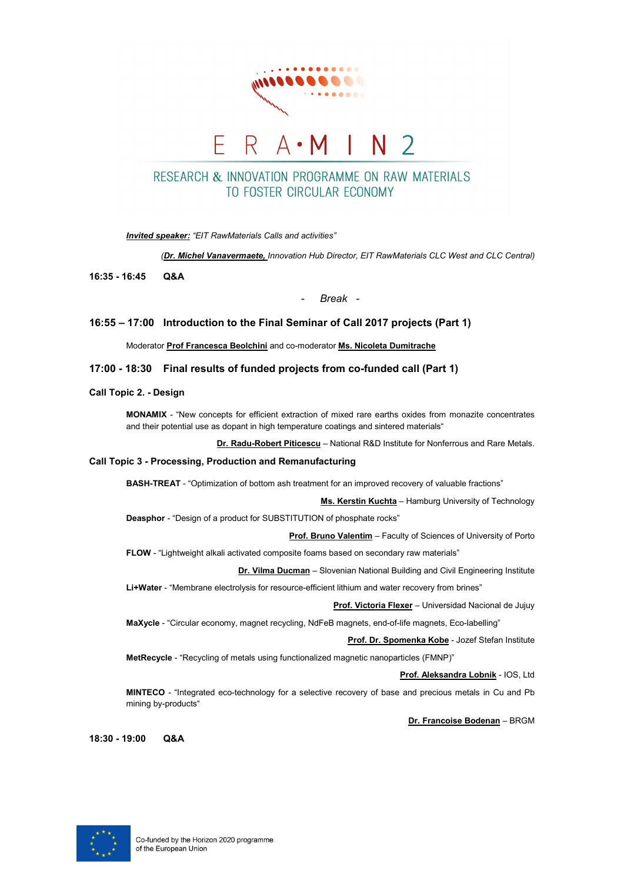***Invited speaker:*** *"EIT RawMaterials Calls and activities"*

*(**Dr. Michel Vanavermaete,** Innovation Hub Director, EIT RawMaterials CLC West and CLC Central)*

**16:35 - 16:45 Q&A**

*- Break -*

## 16:55 – 17:00 Introduction to the Final Seminar of Call 2017 projects (Part 1)

Moderator **Prof Francesca Beolchini** and co-moderator **Ms. Nicoleta Dumitrache**

## 17:00 - 18:30 Final results of funded projects from co-funded call (Part 1)

### Call Topic 2. - Design

**MONAMIX** - "New concepts for efficient extraction of mixed rare earths oxides from monazite concentrates and their potential use as dopant in high temperature coatings and sintered materials"

**Dr. Radu-Robert Piticescu** – National R&D Institute for Nonferrous and Rare Metals.

### Call Topic 3 - Processing, Production and Remanufacturing

**BASH-TREAT** - "Optimization of bottom ash treatment for an improved recovery of valuable fractions"

**Ms. Kerstin Kuchta** – Hamburg University of Technology

**Deasphor** - "Design of a product for SUBSTITUTION of phosphate rocks"

**Prof. Bruno Valentim** – Faculty of Sciences of University of Porto

**FLOW** - "Lightweight alkali activated composite foams based on secondary raw materials"

**Dr. Vilma Ducman** – Slovenian National Building and Civil Engineering Institute

**Li+Water** - "Membrane electrolysis for resource-efficient lithium and water recovery from brines"

**Prof. Victoria Flexer** – Universidad Nacional de Jujuy

**MaXycle** - "Circular economy, magnet recycling, NdFeB magnets, end-of-life magnets, Eco-labelling"

**Prof. Dr. Spomenka Kobe** - Jozef Stefan Institute

**MetRecycle** - "Recycling of metals using functionalized magnetic nanoparticles (FMNP)"

**Prof. Aleksandra Lobnik** - IOS, Ltd

**MINTECO** - "Integrated eco-technology for a selective recovery of base and precious metals in Cu and Pb mining by-products"

**Dr. Francoise Bodenan** – BRGM

**18:30 - 19:00 Q&A**

Co-funded by the Horizon 2020 programme of the European Union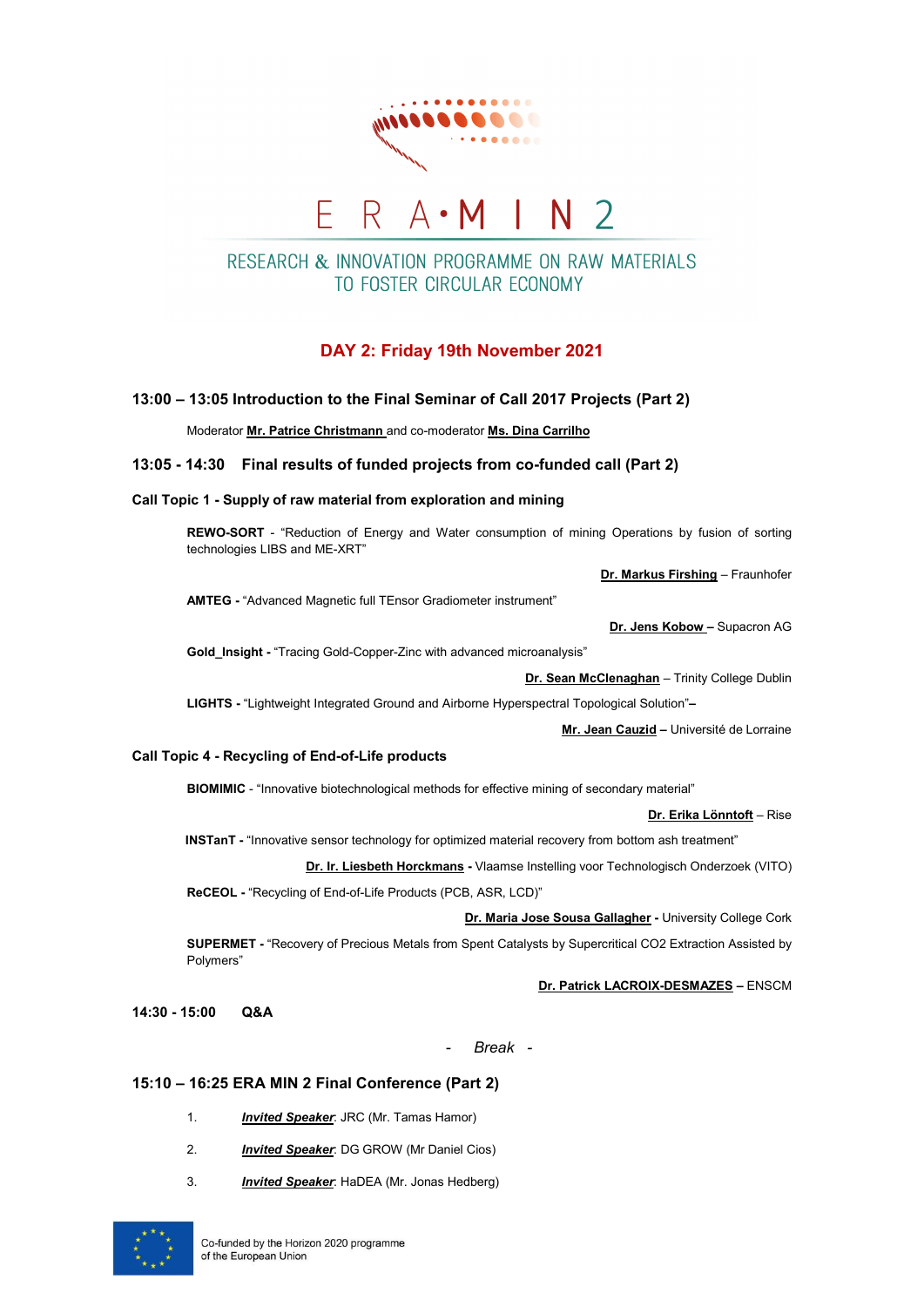E R A • M I N 2

RESEARCH & INNOVATION PROGRAMME ON RAW MATERIALS TO FOSTER CIRCULAR ECONOMY

## DAY 2: Friday 19th November 2021

### 13:00 – 13:05 Introduction to the Final Seminar of Call 2017 Projects (Part 2)

Moderator **Mr. Patrice Christmann** and co-moderator **Ms. Dina Carrilho**

### 13:05 - 14:30 Final results of funded projects from co-funded call (Part 2)

**Call Topic 1 - Supply of raw material from exploration and mining**

**REWO-SORT** - "Reduction of Energy and Water consumption of mining Operations by fusion of sorting technologies LIBS and ME-XRT"

**Dr. Markus Firshing** – Fraunhofer

**AMTEG -** "Advanced Magnetic full TEnsor Gradiometer instrument"

**Dr. Jens Kobow –** Supacron AG

**Gold_Insight -** "Tracing Gold-Copper-Zinc with advanced microanalysis"

**Dr. Sean McClenaghan** – Trinity College Dublin

**LIGHTS -** "Lightweight Integrated Ground and Airborne Hyperspectral Topological Solution"–

**Mr. Jean Cauzid –** Université de Lorraine

**Call Topic 4 - Recycling of End-of-Life products**

**BIOMIMIC** - "Innovative biotechnological methods for effective mining of secondary material"

**Dr. Erika Lönntoft** – Rise

**INSTanT -** "Innovative sensor technology for optimized material recovery from bottom ash treatment"

**Dr. Ir. Liesbeth Horckmans -** Vlaamse Instelling voor Technologisch Onderzoek (VITO)

**ReCEOL -** "Recycling of End-of-Life Products (PCB, ASR, LCD)"

**Dr. Maria Jose Sousa Gallagher -** University College Cork

**SUPERMET -** "Recovery of Precious Metals from Spent Catalysts by Supercritical CO2 Extraction Assisted by Polymers"

**Dr. Patrick LACROIX-DESMAZES –** ENSCM

**14:30 - 15:00 Q&A**

\- *Break* -

### 15:10 – 16:25 ERA MIN 2 Final Conference (Part 2)

1. ***Invited Speaker***: JRC (Mr. Tamas Hamor)
2. ***Invited Speaker***: DG GROW (Mr Daniel Cios)
3. ***Invited Speaker***: HaDEA (Mr. Jonas Hedberg)

Co-funded by the Horizon 2020 programme of the European Union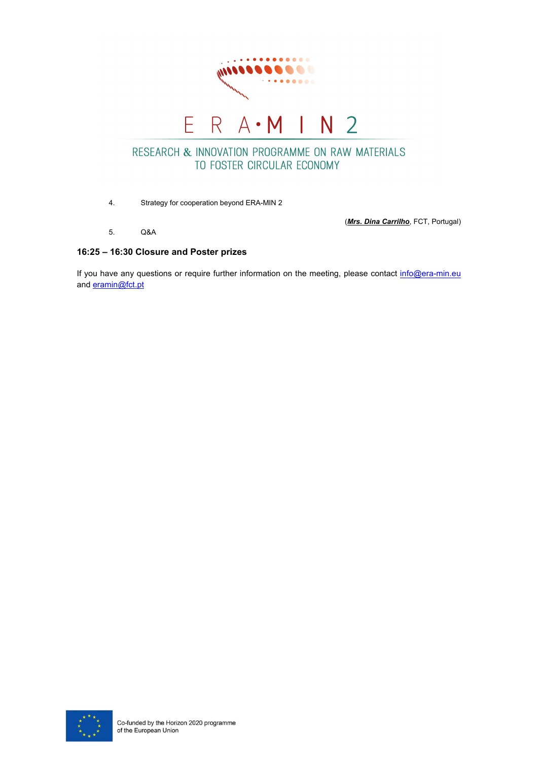4. Strategy for cooperation beyond ERA-MIN 2

(***Mrs. Dina Carrilho***, FCT, Portugal)

5. Q&A

**16:25 – 16:30 Closure and Poster prizes**

If you have any questions or require further information on the meeting, please contact info@era-min.eu and eramin@fct.pt